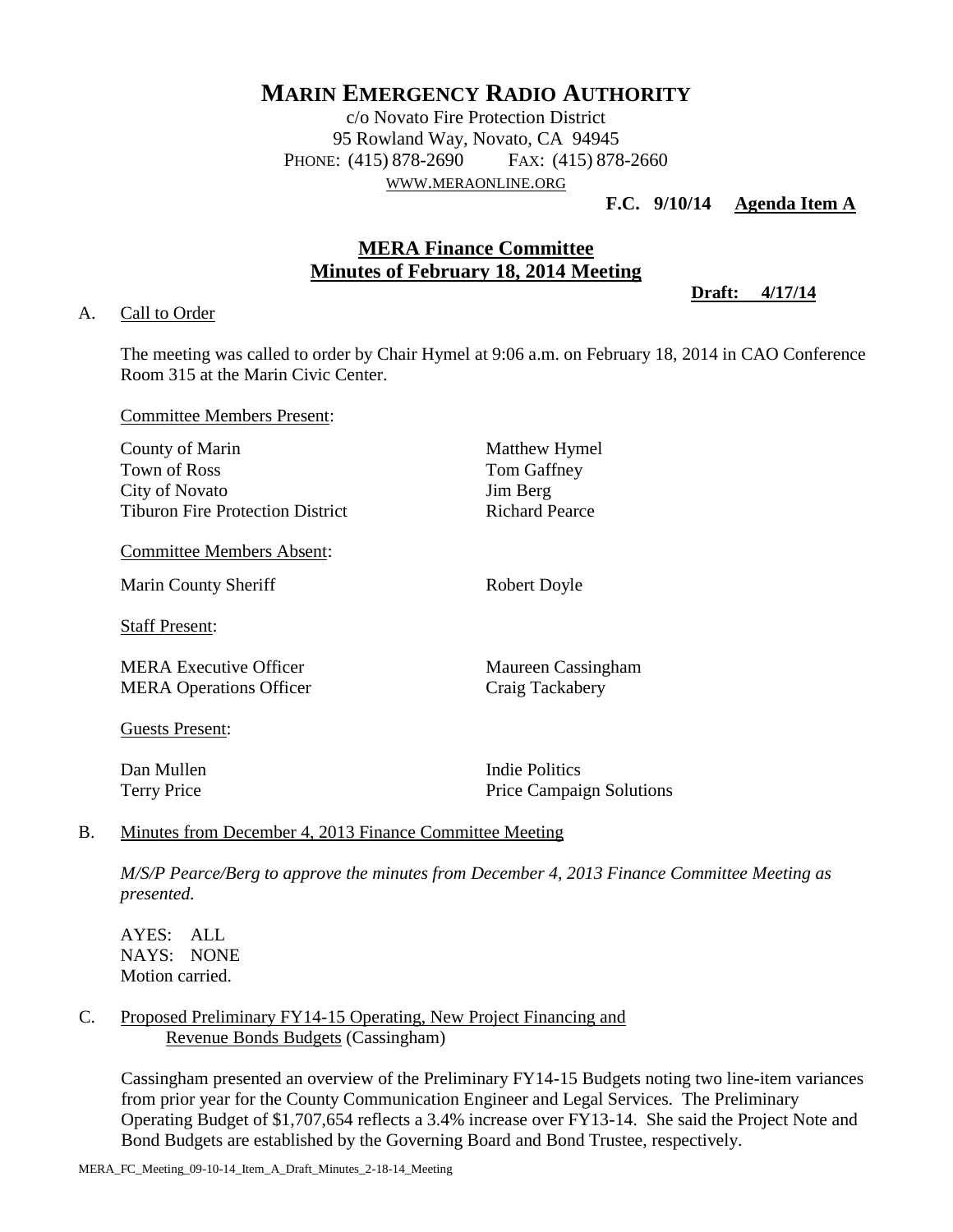# MARIN EMERGENCY RADIO AUTHORITY

c/o Novato Fire Protection District
95 Rowland Way, Novato, CA 94945
PHONE: (415) 878-2690 FAX: (415) 878-2660
WWW.MERAONLINE.ORG

**F.C. 9/10/14 Agenda Item A**

## MERA Finance Committee
## Minutes of February 18, 2014 Meeting

**Draft: 4/17/14**

A. Call to Order

The meeting was called to order by Chair Hymel at 9:06 a.m. on February 18, 2014 in CAO Conference Room 315 at the Marin Civic Center.

Committee Members Present:

| | |
|---|---|
| County of Marin | Matthew Hymel |
| Town of Ross | Tom Gaffney |
| City of Novato | Jim Berg |
| Tiburon Fire Protection District | Richard Pearce |

Committee Members Absent:

| | |
|---|---|
| Marin County Sheriff | Robert Doyle |

Staff Present:

| | |
|---|---|
| MERA Executive Officer | Maureen Cassingham |
| MERA Operations Officer | Craig Tackabery |

Guests Present:

| | |
|---|---|
| Dan Mullen | Indie Politics |
| Terry Price | Price Campaign Solutions |

B. Minutes from December 4, 2013 Finance Committee Meeting

*M/S/P Pearce/Berg to approve the minutes from December 4, 2013 Finance Committee Meeting as presented.*

AYES: ALL
NAYS: NONE
Motion carried.

C. Proposed Preliminary FY14-15 Operating, New Project Financing and Revenue Bonds Budgets (Cassingham)

Cassingham presented an overview of the Preliminary FY14-15 Budgets noting two line-item variances from prior year for the County Communication Engineer and Legal Services. The Preliminary Operating Budget of $1,707,654 reflects a 3.4% increase over FY13-14. She said the Project Note and Bond Budgets are established by the Governing Board and Bond Trustee, respectively.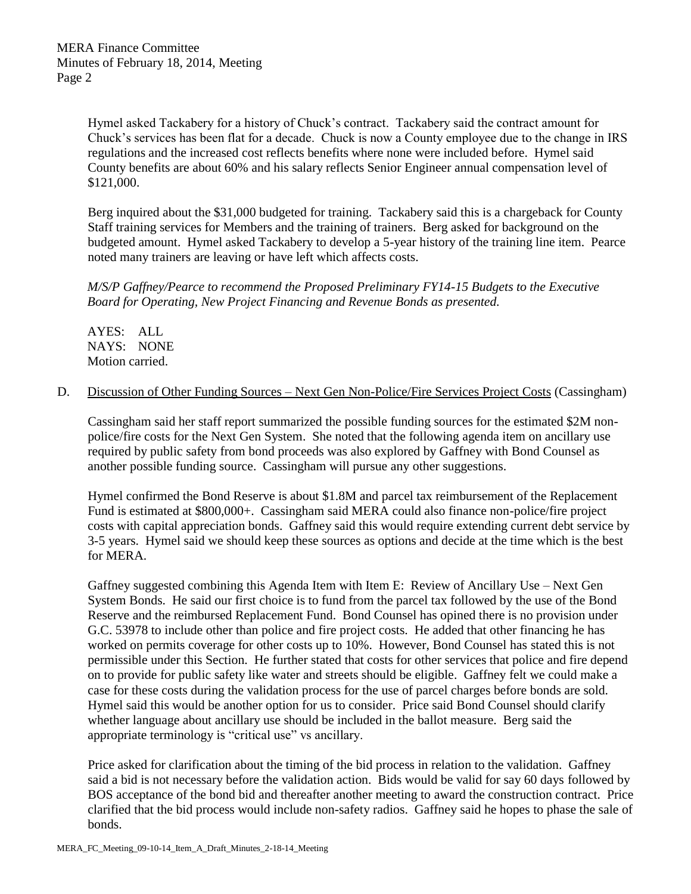Hymel asked Tackabery for a history of Chuck's contract. Tackabery said the contract amount for Chuck's services has been flat for a decade. Chuck is now a County employee due to the change in IRS regulations and the increased cost reflects benefits where none were included before. Hymel said County benefits are about 60% and his salary reflects Senior Engineer annual compensation level of $121,000.

Berg inquired about the $31,000 budgeted for training. Tackabery said this is a chargeback for County Staff training services for Members and the training of trainers. Berg asked for background on the budgeted amount. Hymel asked Tackabery to develop a 5-year history of the training line item. Pearce noted many trainers are leaving or have left which affects costs.

*M/S/P Gaffney/Pearce to recommend the Proposed Preliminary FY14-15 Budgets to the Executive Board for Operating, New Project Financing and Revenue Bonds as presented.*

AYES: ALL
NAYS: NONE
Motion carried.

D. Discussion of Other Funding Sources – Next Gen Non-Police/Fire Services Project Costs (Cassingham)

Cassingham said her staff report summarized the possible funding sources for the estimated $2M non-police/fire costs for the Next Gen System. She noted that the following agenda item on ancillary use required by public safety from bond proceeds was also explored by Gaffney with Bond Counsel as another possible funding source. Cassingham will pursue any other suggestions.

Hymel confirmed the Bond Reserve is about $1.8M and parcel tax reimbursement of the Replacement Fund is estimated at $800,000+. Cassingham said MERA could also finance non-police/fire project costs with capital appreciation bonds. Gaffney said this would require extending current debt service by 3-5 years. Hymel said we should keep these sources as options and decide at the time which is the best for MERA.

Gaffney suggested combining this Agenda Item with Item E: Review of Ancillary Use – Next Gen System Bonds. He said our first choice is to fund from the parcel tax followed by the use of the Bond Reserve and the reimbursed Replacement Fund. Bond Counsel has opined there is no provision under G.C. 53978 to include other than police and fire project costs. He added that other financing he has worked on permits coverage for other costs up to 10%. However, Bond Counsel has stated this is not permissible under this Section. He further stated that costs for other services that police and fire depend on to provide for public safety like water and streets should be eligible. Gaffney felt we could make a case for these costs during the validation process for the use of parcel charges before bonds are sold. Hymel said this would be another option for us to consider. Price said Bond Counsel should clarify whether language about ancillary use should be included in the ballot measure. Berg said the appropriate terminology is "critical use" vs ancillary.

Price asked for clarification about the timing of the bid process in relation to the validation. Gaffney said a bid is not necessary before the validation action. Bids would be valid for say 60 days followed by BOS acceptance of the bond bid and thereafter another meeting to award the construction contract. Price clarified that the bid process would include non-safety radios. Gaffney said he hopes to phase the sale of bonds.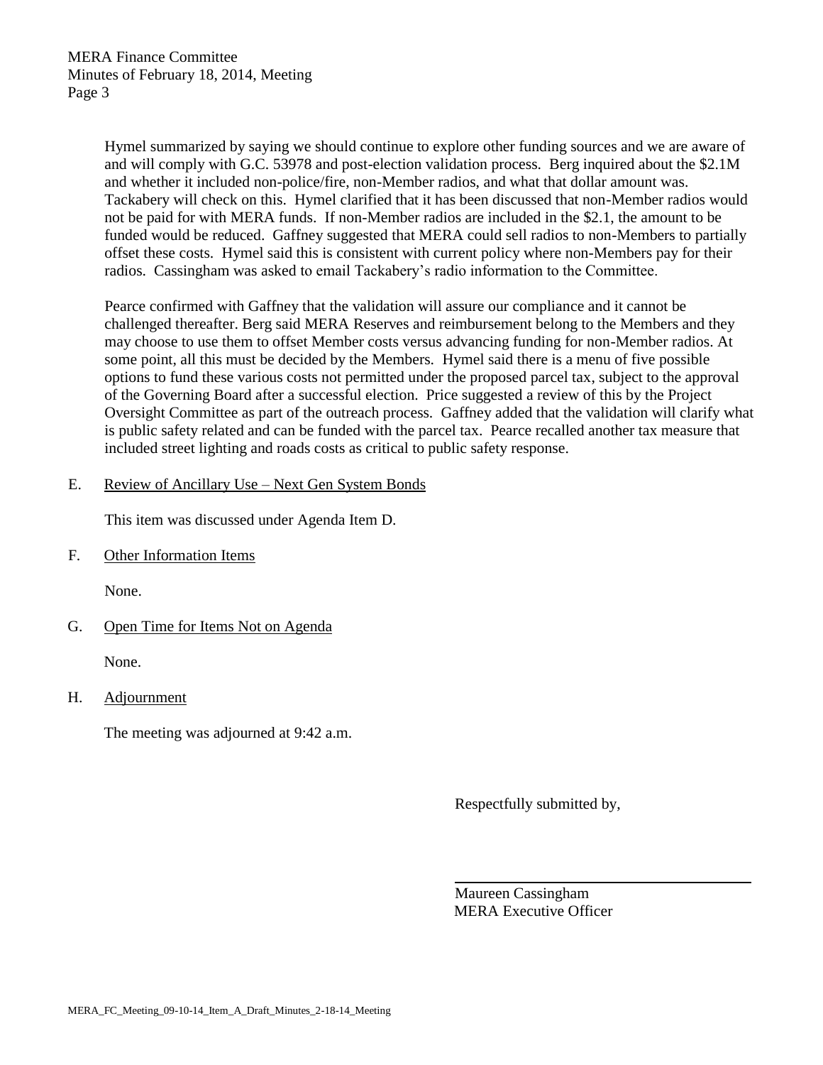Hymel summarized by saying we should continue to explore other funding sources and we are aware of and will comply with G.C. 53978 and post-election validation process. Berg inquired about the $2.1M and whether it included non-police/fire, non-Member radios, and what that dollar amount was. Tackabery will check on this. Hymel clarified that it has been discussed that non-Member radios would not be paid for with MERA funds. If non-Member radios are included in the $2.1, the amount to be funded would be reduced. Gaffney suggested that MERA could sell radios to non-Members to partially offset these costs. Hymel said this is consistent with current policy where non-Members pay for their radios. Cassingham was asked to email Tackabery's radio information to the Committee.

Pearce confirmed with Gaffney that the validation will assure our compliance and it cannot be challenged thereafter. Berg said MERA Reserves and reimbursement belong to the Members and they may choose to use them to offset Member costs versus advancing funding for non-Member radios. At some point, all this must be decided by the Members. Hymel said there is a menu of five possible options to fund these various costs not permitted under the proposed parcel tax, subject to the approval of the Governing Board after a successful election. Price suggested a review of this by the Project Oversight Committee as part of the outreach process. Gaffney added that the validation will clarify what is public safety related and can be funded with the parcel tax. Pearce recalled another tax measure that included street lighting and roads costs as critical to public safety response.

E. Review of Ancillary Use – Next Gen System Bonds

This item was discussed under Agenda Item D.

F. Other Information Items

None.

G. Open Time for Items Not on Agenda

None.

H. Adjournment

The meeting was adjourned at 9:42 a.m.

Respectfully submitted by,

Maureen Cassingham
MERA Executive Officer